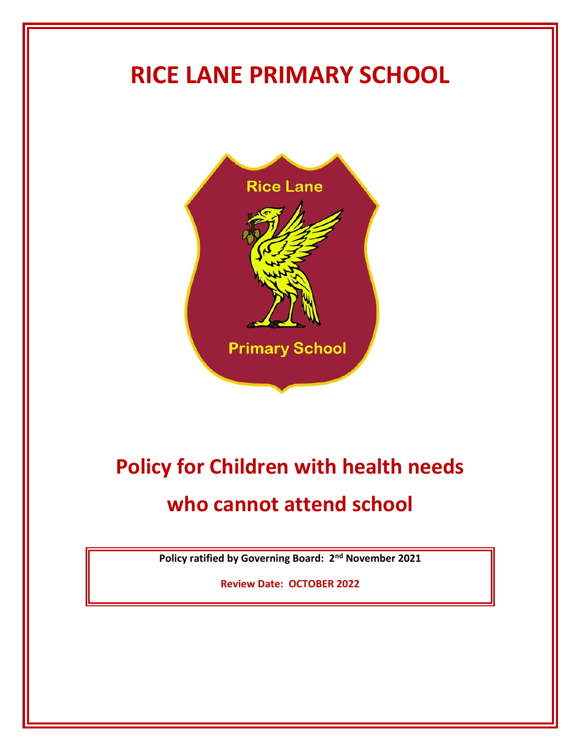# RICE LANE PRIMARY SCHOOL

Rice Lane

Primary School

# Policy for Children with health needs who cannot attend school

**Policy ratified by Governing Board: 2nd November 2021**

**Review Date: OCTOBER 2022**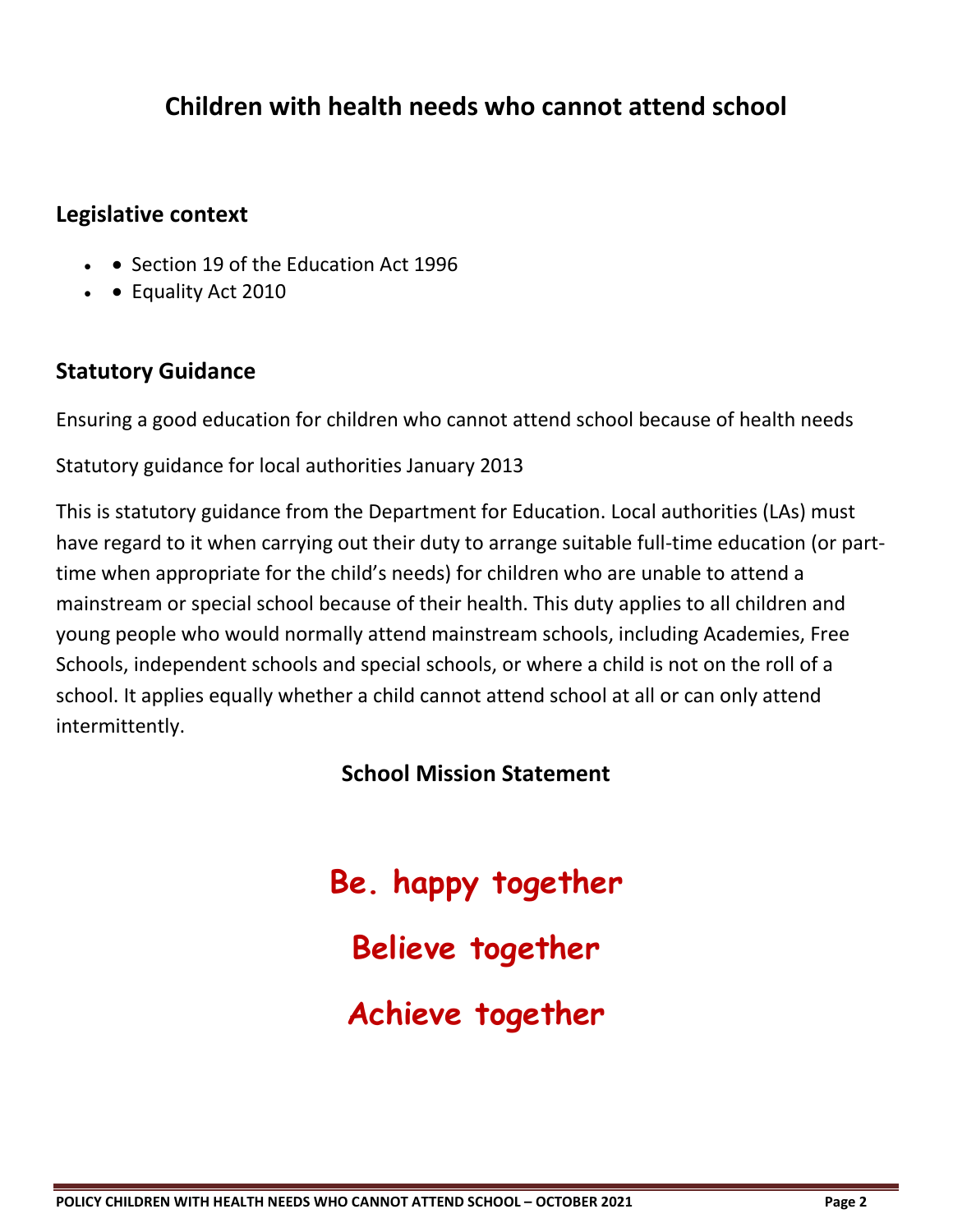# Children with health needs who cannot attend school

## Legislative context

- Section 19 of the Education Act 1996
- Equality Act 2010

## Statutory Guidance

Ensuring a good education for children who cannot attend school because of health needs

Statutory guidance for local authorities January 2013

This is statutory guidance from the Department for Education. Local authorities (LAs) must have regard to it when carrying out their duty to arrange suitable full-time education (or part-time when appropriate for the child's needs) for children who are unable to attend a mainstream or special school because of their health. This duty applies to all children and young people who would normally attend mainstream schools, including Academies, Free Schools, independent schools and special schools, or where a child is not on the roll of a school. It applies equally whether a child cannot attend school at all or can only attend intermittently.

**School Mission Statement**

**Be. happy together**

**Believe together**

**Achieve together**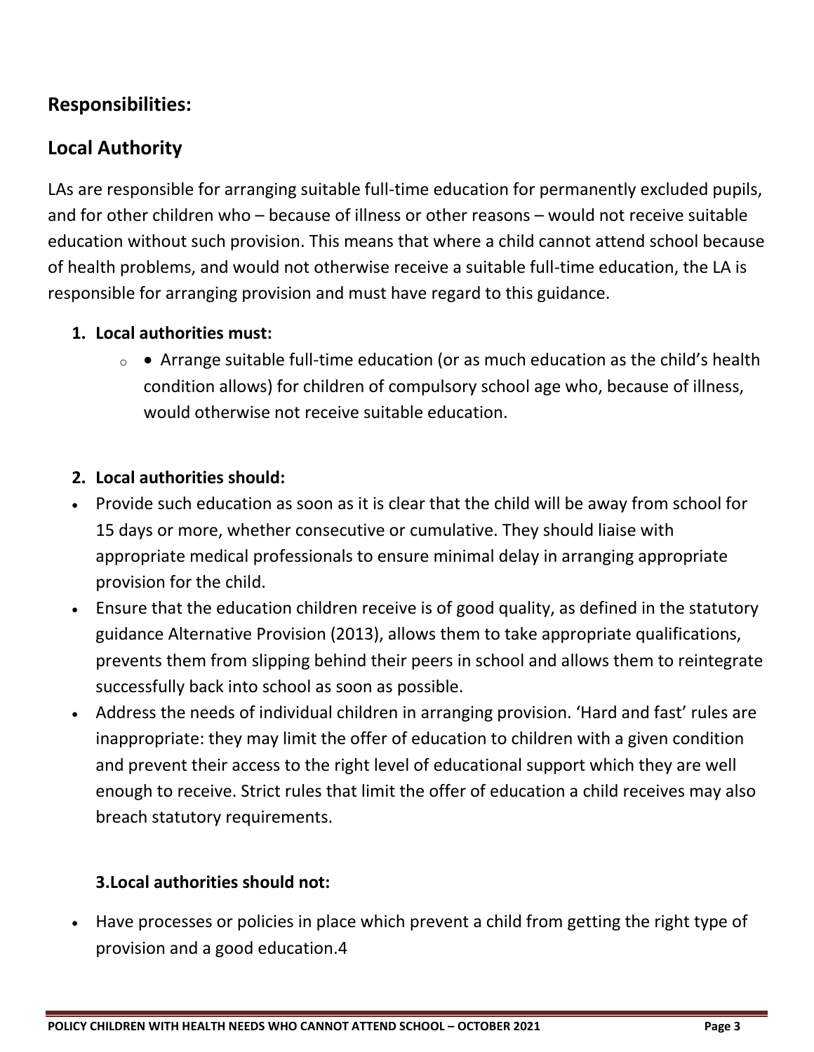## Responsibilities:

## Local Authority

LAs are responsible for arranging suitable full-time education for permanently excluded pupils, and for other children who – because of illness or other reasons – would not receive suitable education without such provision. This means that where a child cannot attend school because of health problems, and would not otherwise receive a suitable full-time education, the LA is responsible for arranging provision and must have regard to this guidance.

1. **Local authorities must:**
   - • Arrange suitable full-time education (or as much education as the child's health condition allows) for children of compulsory school age who, because of illness, would otherwise not receive suitable education.

2. **Local authorities should:**

- Provide such education as soon as it is clear that the child will be away from school for 15 days or more, whether consecutive or cumulative. They should liaise with appropriate medical professionals to ensure minimal delay in arranging appropriate provision for the child.
- Ensure that the education children receive is of good quality, as defined in the statutory guidance Alternative Provision (2013), allows them to take appropriate qualifications, prevents them from slipping behind their peers in school and allows them to reintegrate successfully back into school as soon as possible.
- Address the needs of individual children in arranging provision. 'Hard and fast' rules are inappropriate: they may limit the offer of education to children with a given condition and prevent their access to the right level of educational support which they are well enough to receive. Strict rules that limit the offer of education a child receives may also breach statutory requirements.

**3.Local authorities should not:**

- Have processes or policies in place which prevent a child from getting the right type of provision and a good education.4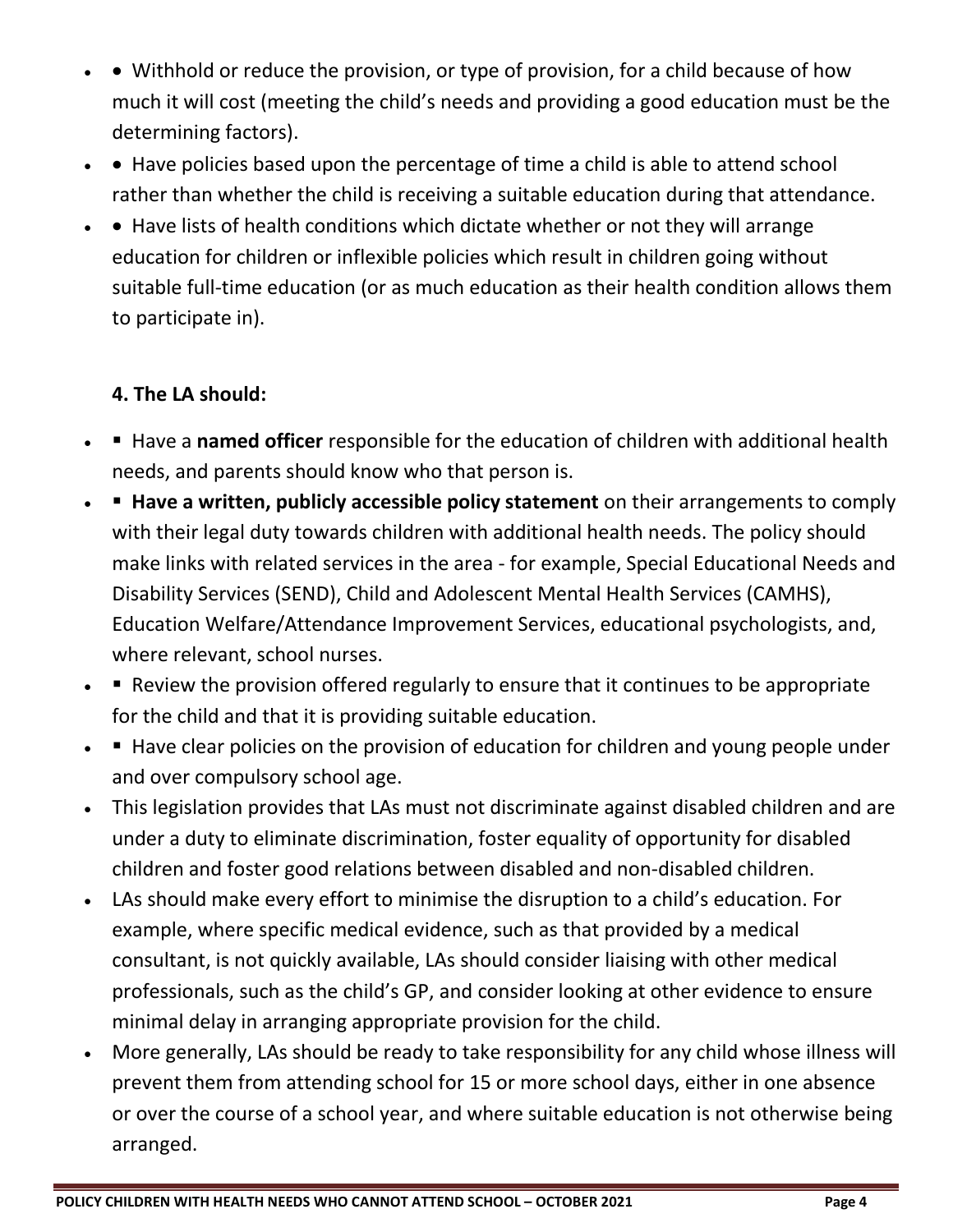- • Withhold or reduce the provision, or type of provision, for a child because of how much it will cost (meeting the child's needs and providing a good education must be the determining factors).
- • Have policies based upon the percentage of time a child is able to attend school rather than whether the child is receiving a suitable education during that attendance.
- • Have lists of health conditions which dictate whether or not they will arrange education for children or inflexible policies which result in children going without suitable full-time education (or as much education as their health condition allows them to participate in).

**4. The LA should:**

- ▪ Have a **named officer** responsible for the education of children with additional health needs, and parents should know who that person is.
- ▪ **Have a written, publicly accessible policy statement** on their arrangements to comply with their legal duty towards children with additional health needs. The policy should make links with related services in the area - for example, Special Educational Needs and Disability Services (SEND), Child and Adolescent Mental Health Services (CAMHS), Education Welfare/Attendance Improvement Services, educational psychologists, and, where relevant, school nurses.
- ▪ Review the provision offered regularly to ensure that it continues to be appropriate for the child and that it is providing suitable education.
- ▪ Have clear policies on the provision of education for children and young people under and over compulsory school age.
- This legislation provides that LAs must not discriminate against disabled children and are under a duty to eliminate discrimination, foster equality of opportunity for disabled children and foster good relations between disabled and non-disabled children.
- LAs should make every effort to minimise the disruption to a child's education. For example, where specific medical evidence, such as that provided by a medical consultant, is not quickly available, LAs should consider liaising with other medical professionals, such as the child's GP, and consider looking at other evidence to ensure minimal delay in arranging appropriate provision for the child.
- More generally, LAs should be ready to take responsibility for any child whose illness will prevent them from attending school for 15 or more school days, either in one absence or over the course of a school year, and where suitable education is not otherwise being arranged.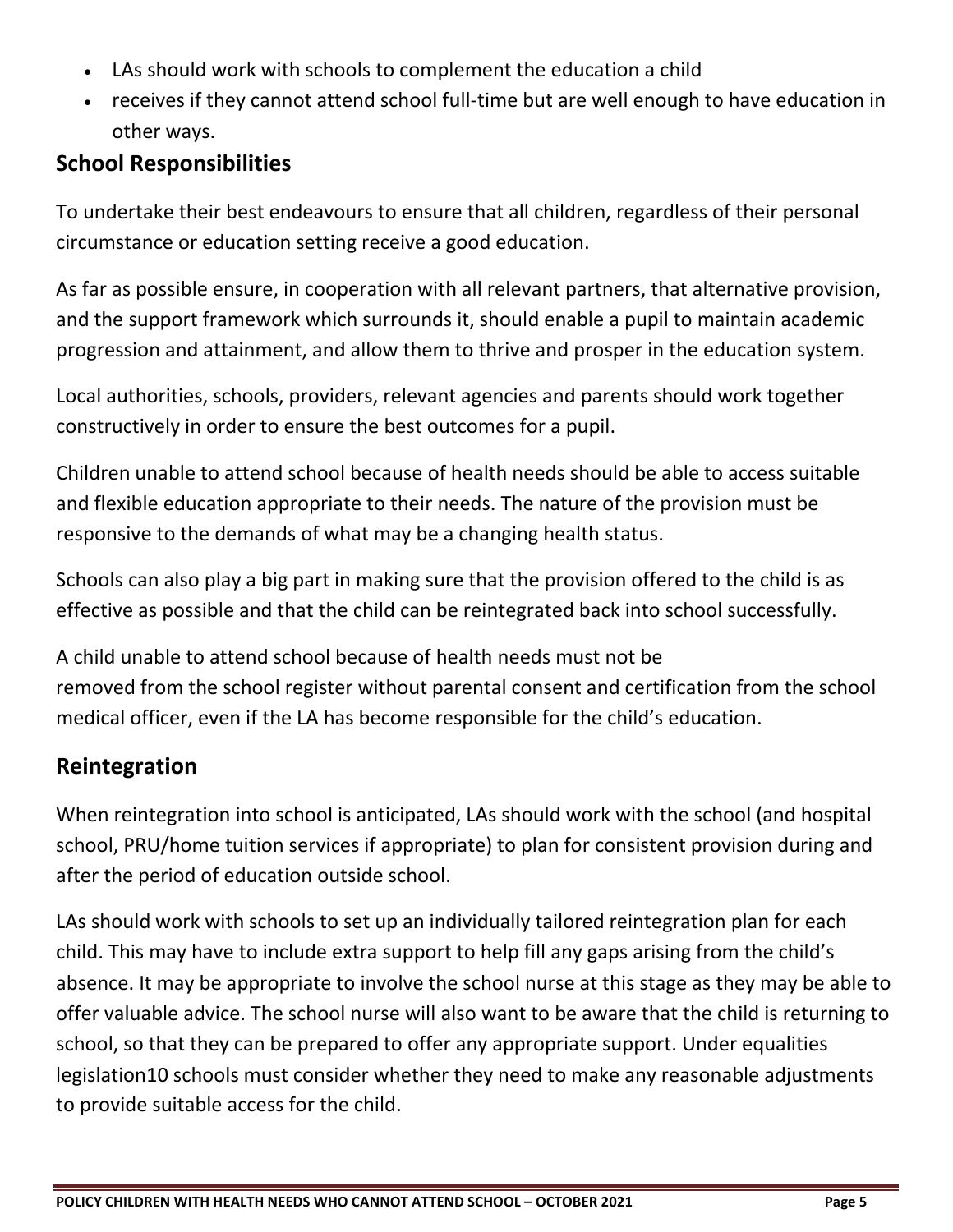- LAs should work with schools to complement the education a child
- receives if they cannot attend school full-time but are well enough to have education in other ways.

## School Responsibilities

To undertake their best endeavours to ensure that all children, regardless of their personal circumstance or education setting receive a good education.

As far as possible ensure, in cooperation with all relevant partners, that alternative provision, and the support framework which surrounds it, should enable a pupil to maintain academic progression and attainment, and allow them to thrive and prosper in the education system.

Local authorities, schools, providers, relevant agencies and parents should work together constructively in order to ensure the best outcomes for a pupil.

Children unable to attend school because of health needs should be able to access suitable and flexible education appropriate to their needs. The nature of the provision must be responsive to the demands of what may be a changing health status.

Schools can also play a big part in making sure that the provision offered to the child is as effective as possible and that the child can be reintegrated back into school successfully.

A child unable to attend school because of health needs must not be removed from the school register without parental consent and certification from the school medical officer, even if the LA has become responsible for the child's education.

## Reintegration

When reintegration into school is anticipated, LAs should work with the school (and hospital school, PRU/home tuition services if appropriate) to plan for consistent provision during and after the period of education outside school.

LAs should work with schools to set up an individually tailored reintegration plan for each child. This may have to include extra support to help fill any gaps arising from the child's absence. It may be appropriate to involve the school nurse at this stage as they may be able to offer valuable advice. The school nurse will also want to be aware that the child is returning to school, so that they can be prepared to offer any appropriate support. Under equalities legislation10 schools must consider whether they need to make any reasonable adjustments to provide suitable access for the child.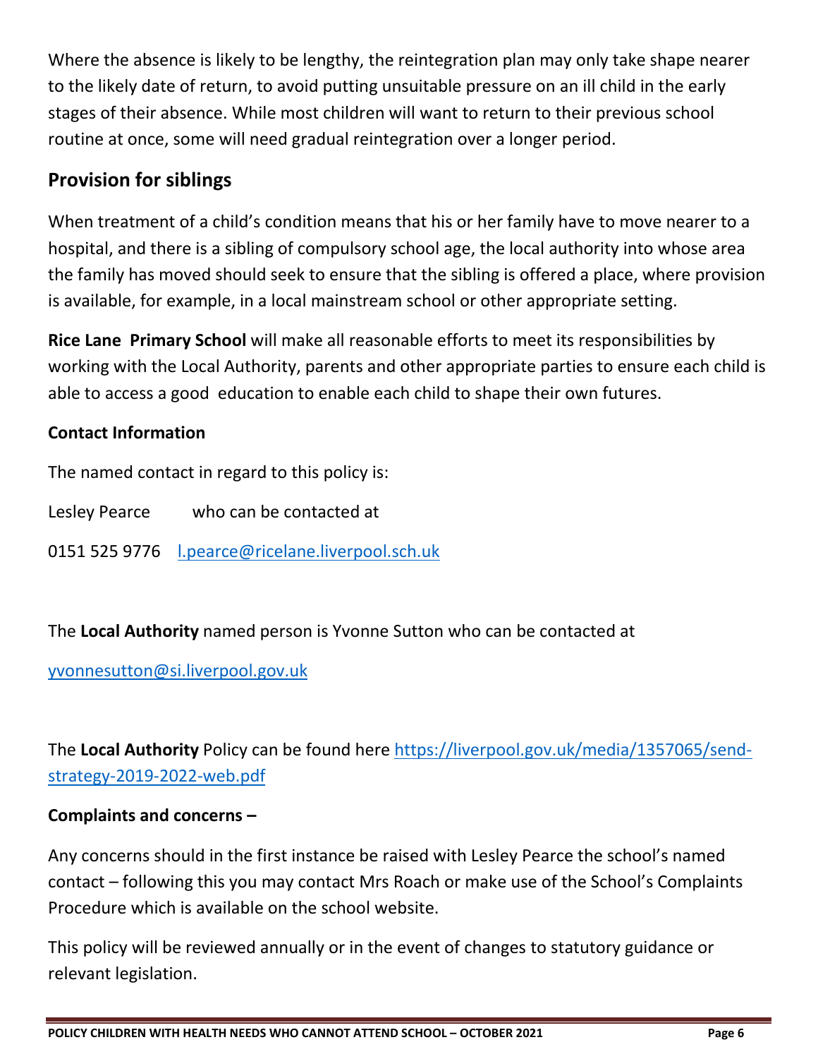Where the absence is likely to be lengthy, the reintegration plan may only take shape nearer to the likely date of return, to avoid putting unsuitable pressure on an ill child in the early stages of their absence. While most children will want to return to their previous school routine at once, some will need gradual reintegration over a longer period.

## Provision for siblings

When treatment of a child's condition means that his or her family have to move nearer to a hospital, and there is a sibling of compulsory school age, the local authority into whose area the family has moved should seek to ensure that the sibling is offered a place, where provision is available, for example, in a local mainstream school or other appropriate setting.

**Rice Lane Primary School** will make all reasonable efforts to meet its responsibilities by working with the Local Authority, parents and other appropriate parties to ensure each child is able to access a good education to enable each child to shape their own futures.

**Contact Information**

The named contact in regard to this policy is:

Lesley Pearce who can be contacted at

0151 525 9776 l.pearce@ricelane.liverpool.sch.uk

The **Local Authority** named person is Yvonne Sutton who can be contacted at

yvonnesutton@si.liverpool.gov.uk

The **Local Authority** Policy can be found here https://liverpool.gov.uk/media/1357065/send-strategy-2019-2022-web.pdf

**Complaints and concerns –**

Any concerns should in the first instance be raised with Lesley Pearce the school's named contact – following this you may contact Mrs Roach or make use of the School's Complaints Procedure which is available on the school website.

This policy will be reviewed annually or in the event of changes to statutory guidance or relevant legislation.